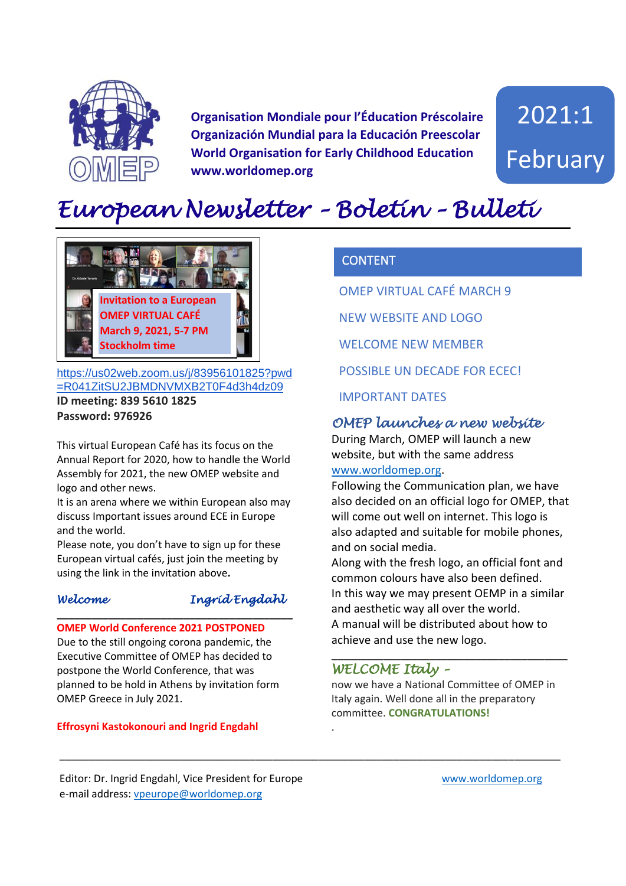Organisation Mondiale pour l'Éducation Préscolaire
Organización Mundial para la Educación Preescolar
World Organisation for Early Childhood Education
www.worldomep.org

2021:1
February

# European Newsletter – Boletín – Bulletí

**Invitation to a European OMEP VIRTUAL CAFÉ March 9, 2021, 5-7 PM Stockholm time**

https://us02web.zoom.us/j/83956101825?pwd=R041ZitSU2JBMDNVMXB2T0F4d3h4dz09
**ID meeting: 839 5610 1825**
**Password: 976926**

This virtual European Café has its focus on the Annual Report for 2020, how to handle the World Assembly for 2021, the new OMEP website and logo and other news.
It is an arena where we within European also may discuss Important issues around ECE in Europe and the world.
Please note, you don't have to sign up for these European virtual cafés, just join the meeting by using the link in the invitation above**.**

*Welcome* *Ingrid Engdahl*

**OMEP World Conference 2021 POSTPONED**
Due to the still ongoing corona pandemic, the Executive Committee of OMEP has decided to postpone the World Conference, that was planned to be hold in Athens by invitation form OMEP Greece in July 2021.

**Effrosyni Kastokonouri and Ingrid Engdahl**

## CONTENT

- OMEP VIRTUAL CAFÉ MARCH 9
- NEW WEBSITE AND LOGO
- WELCOME NEW MEMBER
- POSSIBLE UN DECADE FOR ECEC!
- IMPORTANT DATES

## *OMEP launches a new website*

During March, OMEP will launch a new website, but with the same address www.worldomep.org.
Following the Communication plan, we have also decided on an official logo for OMEP, that will come out well on internet. This logo is also adapted and suitable for mobile phones, and on social media.
Along with the fresh logo, an official font and common colours have also been defined.
In this way we may present OEMP in a similar and aesthetic way all over the world.
A manual will be distributed about how to achieve and use the new logo.

## *WELCOME Italy –*

now we have a National Committee of OMEP in Italy again. Well done all in the preparatory committee. **CONGRATULATIONS!**

.

Editor: Dr. Ingrid Engdahl, Vice President for Europe
e-mail address: vpeurope@worldomep.org

www.worldomep.org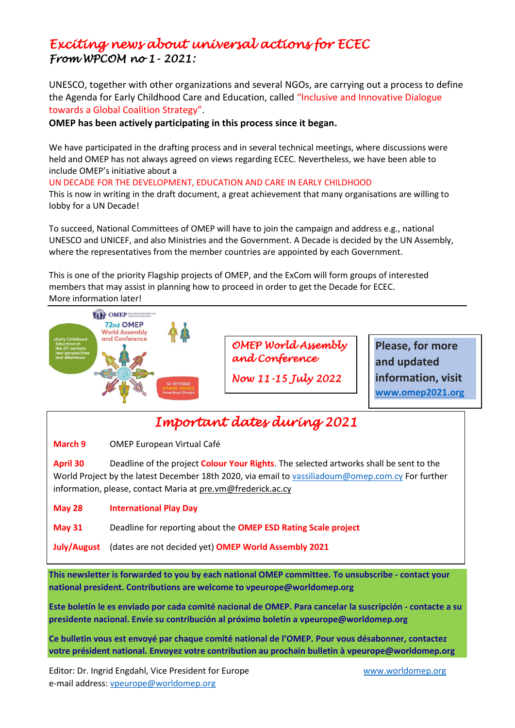## *Exciting news about universal actions for ECEC*

### *From WPCOM no 1 - 2021:*

UNESCO, together with other organizations and several NGOs, are carrying out a process to define the Agenda for Early Childhood Care and Education, called "Inclusive and Innovative Dialogue towards a Global Coalition Strategy".

**OMEP has been actively participating in this process since it began.**

We have participated in the drafting process and in several technical meetings, where discussions were held and OMEP has not always agreed on views regarding ECEC. Nevertheless, we have been able to include OMEP's initiative about a

UN DECADE FOR THE DEVELOPMENT, EDUCATION AND CARE IN EARLY CHILDHOOD

This is now in writing in the draft document, a great achievement that many organisations are willing to lobby for a UN Decade!

To succeed, National Committees of OMEP will have to join the campaign and address e.g., national UNESCO and UNICEF, and also Ministries and the Government. A Decade is decided by the UN Assembly, where the representatives from the member countries are appointed by each Government.

This is one of the priority Flagship projects of OMEP, and the ExCom will form groups of interested members that may assist in planning how to proceed in order to get the Decade for ECEC.
More information later!

OMEP
72nd OMEP World Assembly and Conference
«Early Childhood Education in the 21st century: new perspectives and dilemmos»
13 -17/7/2020
ATHENS, GREECE
Venue Royal Olympic

*OMEP World Assembly and Conference*

*Now 11-15 July 2022*

**Please, for more and updated information, visit [www.omep2021.org](http://www.omep2021.org)**

## *Important dates during 2021*

**March 9** OMEP European Virtual Café

**April 30** Deadline of the project **Colour Your Rights**. The selected artworks shall be sent to the World Project by the latest December 18th 2020, via email to vassiliadoum@omep.com.cy For further information, please, contact Maria at pre.vm@frederick.ac.cy

**May 28** **International Play Day**

**May 31** Deadline for reporting about the **OMEP ESD Rating Scale project**

**July/August** (dates are not decided yet) **OMEP World Assembly 2021**

**This newsletter is forwarded to you by each national OMEP committee. To unsubscribe - contact your national president. Contributions are welcome to vpeurope@worldomep.org**

**Este boletín le es enviado por cada comité nacional de OMEP. Para cancelar la suscripción - contacte a su presidente nacional. Envíe su contribución al próximo boletín a vpeurope@worldomep.org**

**Ce bulletin vous est envoyé par chaque comité national de l'OMEP. Pour vous désabonner, contactez votre président national. Envoyez votre contribution au prochain bulletin à vpeurope@worldomep.org**

Editor: Dr. Ingrid Engdahl, Vice President for Europe
e-mail address: vpeurope@worldomep.org

www.worldomep.org